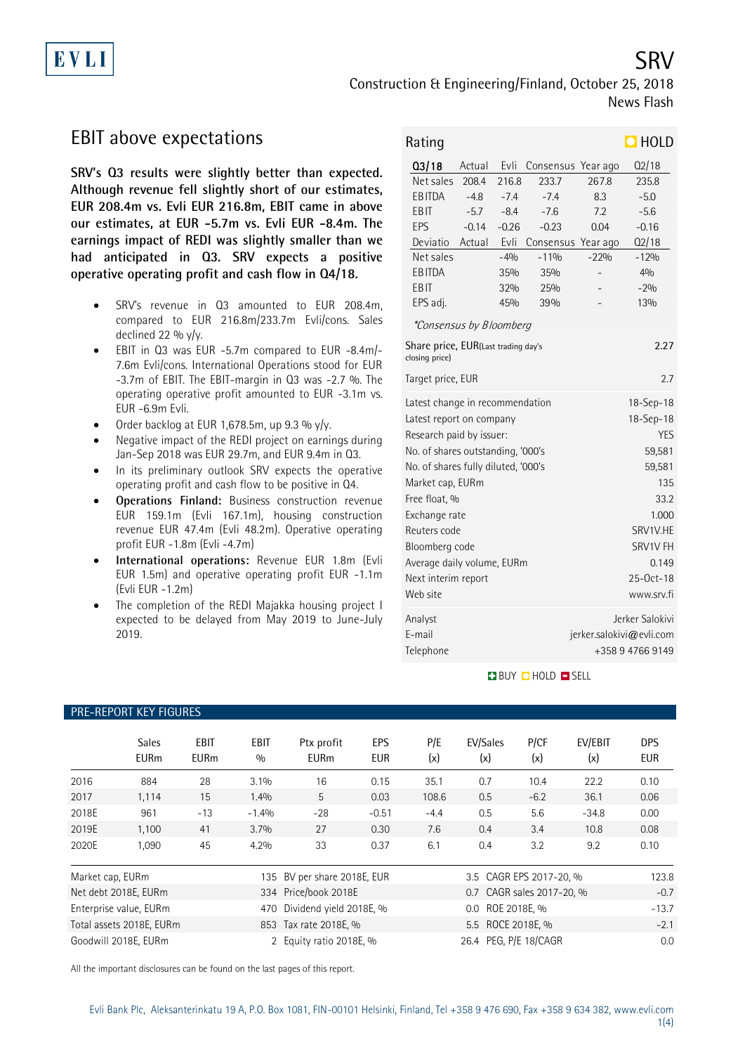EVLI

# SRV

Construction & Engineering/Finland, October 25, 2018

News Flash

## EBIT above expectations

**SRV's Q3 results were slightly better than expected. Although revenue fell slightly short of our estimates, EUR 208.4m vs. Evli EUR 216.8m, EBIT came in above our estimates, at EUR -5.7m vs. Evli EUR -8.4m. The earnings impact of REDI was slightly smaller than we had anticipated in Q3. SRV expects a positive operative operating profit and cash flow in Q4/18.**

- SRV's revenue in Q3 amounted to EUR 208.4m, compared to EUR 216.8m/233.7m Evli/cons. Sales declined 22 % y/y.
- EBIT in Q3 was EUR -5.7m compared to EUR -8.4m/-7.6m Evli/cons. International Operations stood for EUR -3.7m of EBIT. The EBIT-margin in Q3 was -2.7 %. The operating operative profit amounted to EUR -3.1m vs. EUR -6.9m Evli.
- Order backlog at EUR 1,678.5m, up 9.3 % y/y.
- Negative impact of the REDI project on earnings during Jan-Sep 2018 was EUR 29.7m, and EUR 9.4m in Q3.
- In its preliminary outlook SRV expects the operative operating profit and cash flow to be positive in Q4.
- **Operations Finland:** Business construction revenue EUR 159.1m (Evli 167.1m), housing construction revenue EUR 47.4m (Evli 48.2m). Operative operating profit EUR -1.8m (Evli -4.7m)
- **International operations:** Revenue EUR 1.8m (Evli EUR 1.5m) and operative operating profit EUR -1.1m (Evli EUR -1.2m)
- The completion of the REDI Majakka housing project I expected to be delayed from May 2019 to June-July 2019.

**Rating: HOLD**

| Q3/18 | Actual | Evli | Consensus | Year ago | Q2/18 |
|---|---|---|---|---|---|
| Net sales | 208.4 | 216.8 | 233.7 | 267.8 | 235.8 |
| EBITDA | -4.8 | -7.4 | -7.4 | 8.3 | -5.0 |
| EBIT | -5.7 | -8.4 | -7.6 | 7.2 | -5.6 |
| EPS | -0.14 | -0.26 | -0.23 | 0.04 | -0.16 |
| Deviatio | Actual | Evli | Consensus | Year ago | Q2/18 |
| Net sales | | -4% | -11% | -22% | -12% |
| EBITDA | | 35% | 35% | - | 4% |
| EBIT | | 32% | 25% | - | -2% |
| EPS adj. | | 45% | 39% | - | 13% |

*Consensus by Bloomberg*

| | |
|---|---|
| Share price, EUR (Last trading day's closing price) | 2.27 |
| Target price, EUR | 2.7 |
| Latest change in recommendation | 18-Sep-18 |
| Latest report on company | 18-Sep-18 |
| Research paid by issuer: | YES |
| No. of shares outstanding, '000's | 59,581 |
| No. of shares fully diluted, '000's | 59,581 |
| Market cap, EURm | 135 |
| Free float, % | 33.2 |
| Exchange rate | 1.000 |
| Reuters code | SRV1V.HE |
| Bloomberg code | SRV1V FH |
| Average daily volume, EURm | 0.149 |
| Next interim report | 25-Oct-18 |
| Web site | www.srv.fi |
| Analyst | Jerker Salokivi |
| E-mail | jerker.salokivi@evli.com |
| Telephone | +358 9 4766 9149 |

BUY HOLD SELL

### PRE-REPORT KEY FIGURES

| | Sales EURm | EBIT EURm | EBIT % | Ptx profit EURm | EPS EUR | P/E (x) | EV/Sales (x) | P/CF (x) | EV/EBIT (x) | DPS EUR |
|---|---|---|---|---|---|---|---|---|---|---|
| 2016 | 884 | 28 | 3.1% | 16 | 0.15 | 35.1 | 0.7 | 10.4 | 22.2 | 0.10 |
| 2017 | 1,114 | 15 | 1.4% | 5 | 0.03 | 108.6 | 0.5 | -6.2 | 36.1 | 0.06 |
| 2018E | 961 | -13 | -1.4% | -28 | -0.51 | -4.4 | 0.5 | 5.6 | -34.8 | 0.00 |
| 2019E | 1,100 | 41 | 3.7% | 27 | 0.30 | 7.6 | 0.4 | 3.4 | 10.8 | 0.08 |
| 2020E | 1,090 | 45 | 4.2% | 33 | 0.37 | 6.1 | 0.4 | 3.2 | 9.2 | 0.10 |

| | | | | | |
|---|---|---|---|---|---|
| Market cap, EURm | 135 | BV per share 2018E, EUR | 3.5 | CAGR EPS 2017-20, % | 123.8 |
| Net debt 2018E, EURm | 334 | Price/book 2018E | 0.7 | CAGR sales 2017-20, % | -0.7 |
| Enterprise value, EURm | 470 | Dividend yield 2018E, % | 0.0 | ROE 2018E, % | -13.7 |
| Total assets 2018E, EURm | 853 | Tax rate 2018E, % | 5.5 | ROCE 2018E, % | -2.1 |
| Goodwill 2018E, EURm | 2 | Equity ratio 2018E, % | 26.4 | PEG, P/E 18/CAGR | 0.0 |

All the important disclosures can be found on the last pages of this report.

Evli Bank Plc, Aleksanterinkatu 19 A, P.O. Box 1081, FIN-00101 Helsinki, Finland, Tel +358 9 476 690, Fax +358 9 634 382, www.evli.com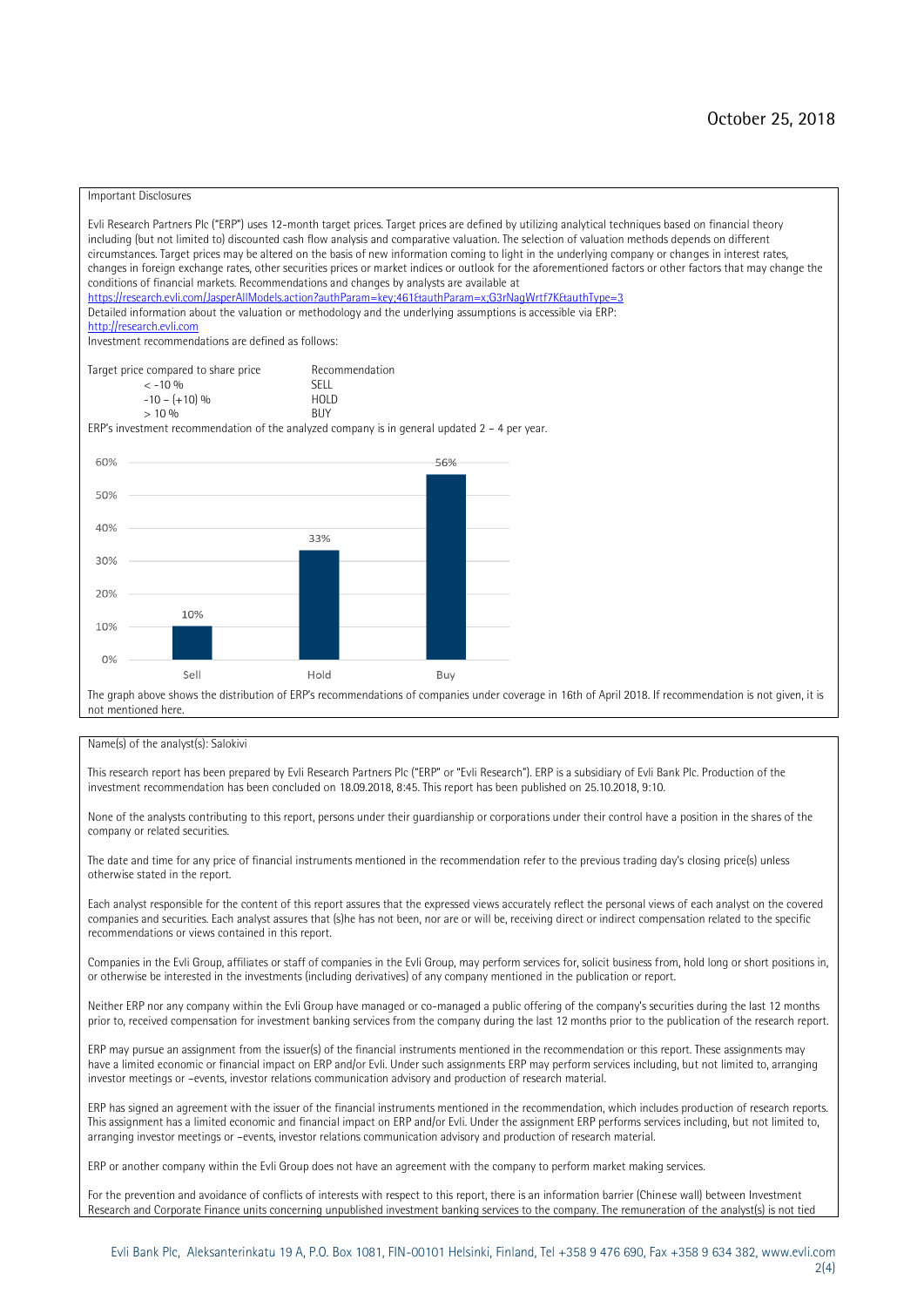October 25, 2018

## Important Disclosures

Evli Research Partners Plc ("ERP") uses 12-month target prices. Target prices are defined by utilizing analytical techniques based on financial theory including (but not limited to) discounted cash flow analysis and comparative valuation. The selection of valuation methods depends on different circumstances. Target prices may be altered on the basis of new information coming to light in the underlying company or changes in interest rates, changes in foreign exchange rates, other securities prices or market indices or outlook for the aforementioned factors or other factors that may change the conditions of financial markets. Recommendations and changes by analysts are available at https://research.evli.com/JasperAllModels.action?authParam=key;461&authParam=x;G3rNagWrtf7K&authType=3

Detailed information about the valuation or methodology and the underlying assumptions is accessible via ERP: http://research.evli.com

Investment recommendations are defined as follows:

| Target price compared to share price | Recommendation |
|---|---|
| < -10 % | SELL |
| -10 – (+10) % | HOLD |
| > 10 % | BUY |

ERP's investment recommendation of the analyzed company is in general updated 2 – 4 per year.

| | Sell | Hold | Buy |
|---|---|---|---|
| Share of recommendations | 10% | 33% | 56% |

The graph above shows the distribution of ERP's recommendations of companies under coverage in 16th of April 2018. If recommendation is not given, it is not mentioned here.

Name(s) of the analyst(s): Salokivi

This research report has been prepared by Evli Research Partners Plc ("ERP" or "Evli Research"). ERP is a subsidiary of Evli Bank Plc. Production of the investment recommendation has been concluded on 18.09.2018, 8:45. This report has been published on 25.10.2018, 9:10.

None of the analysts contributing to this report, persons under their guardianship or corporations under their control have a position in the shares of the company or related securities.

The date and time for any price of financial instruments mentioned in the recommendation refer to the previous trading day's closing price(s) unless otherwise stated in the report.

Each analyst responsible for the content of this report assures that the expressed views accurately reflect the personal views of each analyst on the covered companies and securities. Each analyst assures that (s)he has not been, nor are or will be, receiving direct or indirect compensation related to the specific recommendations or views contained in this report.

Companies in the Evli Group, affiliates or staff of companies in the Evli Group, may perform services for, solicit business from, hold long or short positions in, or otherwise be interested in the investments (including derivatives) of any company mentioned in the publication or report.

Neither ERP nor any company within the Evli Group have managed or co-managed a public offering of the company's securities during the last 12 months prior to, received compensation for investment banking services from the company during the last 12 months prior to the publication of the research report.

ERP may pursue an assignment from the issuer(s) of the financial instruments mentioned in the recommendation or this report. These assignments may have a limited economic or financial impact on ERP and/or Evli. Under such assignments ERP may perform services including, but not limited to, arranging investor meetings or –events, investor relations communication advisory and production of research material.

ERP has signed an agreement with the issuer of the financial instruments mentioned in the recommendation, which includes production of research reports. This assignment has a limited economic and financial impact on ERP and/or Evli. Under the assignment ERP performs services including, but not limited to, arranging investor meetings or –events, investor relations communication advisory and production of research material.

ERP or another company within the Evli Group does not have an agreement with the company to perform market making services.

For the prevention and avoidance of conflicts of interests with respect to this report, there is an information barrier (Chinese wall) between Investment Research and Corporate Finance units concerning unpublished investment banking services to the company. The remuneration of the analyst(s) is not tied

Evli Bank Plc, Aleksanterinkatu 19 A, P.O. Box 1081, FIN-00101 Helsinki, Finland, Tel +358 9 476 690, Fax +358 9 634 382, www.evli.com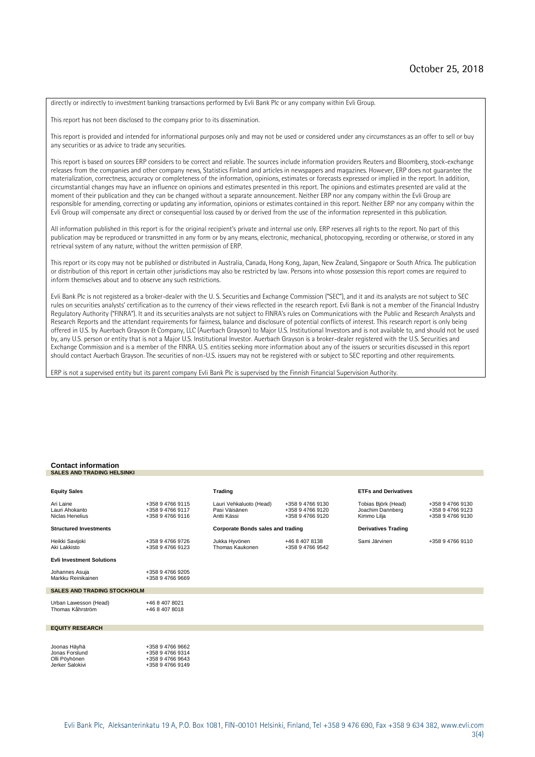directly or indirectly to investment banking transactions performed by Evli Bank Plc or any company within Evli Group.

This report has not been disclosed to the company prior to its dissemination.

This report is provided and intended for informational purposes only and may not be used or considered under any circumstances as an offer to sell or buy any securities or as advice to trade any securities.

This report is based on sources ERP considers to be correct and reliable. The sources include information providers Reuters and Bloomberg, stock-exchange releases from the companies and other company news, Statistics Finland and articles in newspapers and magazines. However, ERP does not guarantee the materialization, correctness, accuracy or completeness of the information, opinions, estimates or forecasts expressed or implied in the report. In addition, circumstantial changes may have an influence on opinions and estimates presented in this report. The opinions and estimates presented are valid at the moment of their publication and they can be changed without a separate announcement. Neither ERP nor any company within the Evli Group are responsible for amending, correcting or updating any information, opinions or estimates contained in this report. Neither ERP nor any company within the Evli Group will compensate any direct or consequential loss caused by or derived from the use of the information represented in this publication.

All information published in this report is for the original recipient's private and internal use only. ERP reserves all rights to the report. No part of this publication may be reproduced or transmitted in any form or by any means, electronic, mechanical, photocopying, recording or otherwise, or stored in any retrieval system of any nature, without the written permission of ERP.

This report or its copy may not be published or distributed in Australia, Canada, Hong Kong, Japan, New Zealand, Singapore or South Africa. The publication or distribution of this report in certain other jurisdictions may also be restricted by law. Persons into whose possession this report comes are required to inform themselves about and to observe any such restrictions.

Evli Bank Plc is not registered as a broker-dealer with the U. S. Securities and Exchange Commission ("SEC"), and it and its analysts are not subject to SEC rules on securities analysts' certification as to the currency of their views reflected in the research report. Evli Bank is not a member of the Financial Industry Regulatory Authority ("FINRA"). It and its securities analysts are not subject to FINRA's rules on Communications with the Public and Research Analysts and Research Reports and the attendant requirements for fairness, balance and disclosure of potential conflicts of interest. This research report is only being offered in U.S. by Auerbach Grayson & Company, LLC (Auerbach Grayson) to Major U.S. Institutional Investors and is not available to, and should not be used by, any U.S. person or entity that is not a Major U.S. Institutional Investor. Auerbach Grayson is a broker-dealer registered with the U.S. Securities and Exchange Commission and is a member of the FINRA. U.S. entities seeking more information about any of the issuers or securities discussed in this report should contact Auerbach Grayson. The securities of non-U.S. issuers may not be registered with or subject to SEC reporting and other requirements.

ERP is not a supervised entity but its parent company Evli Bank Plc is supervised by the Finnish Financial Supervision Authority.

## Contact information

### SALES AND TRADING HELSINKI

| Equity Sales | | Trading | | ETFs and Derivatives | |
|---|---|---|---|---|---|
| Ari Laine | +358 9 4766 9115 | Lauri Vehkaluoto (Head) | +358 9 4766 9130 | Tobias Björk (Head) | +358 9 4766 9130 |
| Lauri Ahokanto | +358 9 4766 9117 | Pasi Väisänen | +358 9 4766 9120 | Joachim Dannberg | +358 9 4766 9123 |
| Niclas Henelius | +358 9 4766 9116 | Antti Kässi | +358 9 4766 9120 | Kimmo Lilja | +358 9 4766 9130 |
| **Structured Investments** | | **Corporate Bonds sales and trading** | | **Derivatives Trading** | |
| Heikki Savijoki | +358 9 4766 9726 | Jukka Hyvönen | +46 8 407 8138 | Sami Järvinen | +358 9 4766 9110 |
| Aki Lakkisto | +358 9 4766 9123 | Thomas Kaukonen | +358 9 4766 9542 | | |
| **Evli Investment Solutions** | | | | | |
| Johannes Asuja | +358 9 4766 9205 | | | | |
| Markku Reinikainen | +358 9 4766 9669 | | | | |

### SALES AND TRADING STOCKHOLM

| | |
|---|---|
| Urban Lawesson (Head) | +46 8 407 8021 |
| Thomas Kåhrström | +46 8 407 8018 |

### EQUITY RESEARCH

| | |
|---|---|
| Joonas Häyhä | +358 9 4766 9662 |
| Jonas Forslund | +358 9 4766 9314 |
| Olli Pöyhönen | +358 9 4766 9643 |
| Jerker Salokivi | +358 9 4766 9149 |

Evli Bank Plc, Aleksanterinkatu 19 A, P.O. Box 1081, FIN-00101 Helsinki, Finland, Tel +358 9 476 690, Fax +358 9 634 382, www.evli.com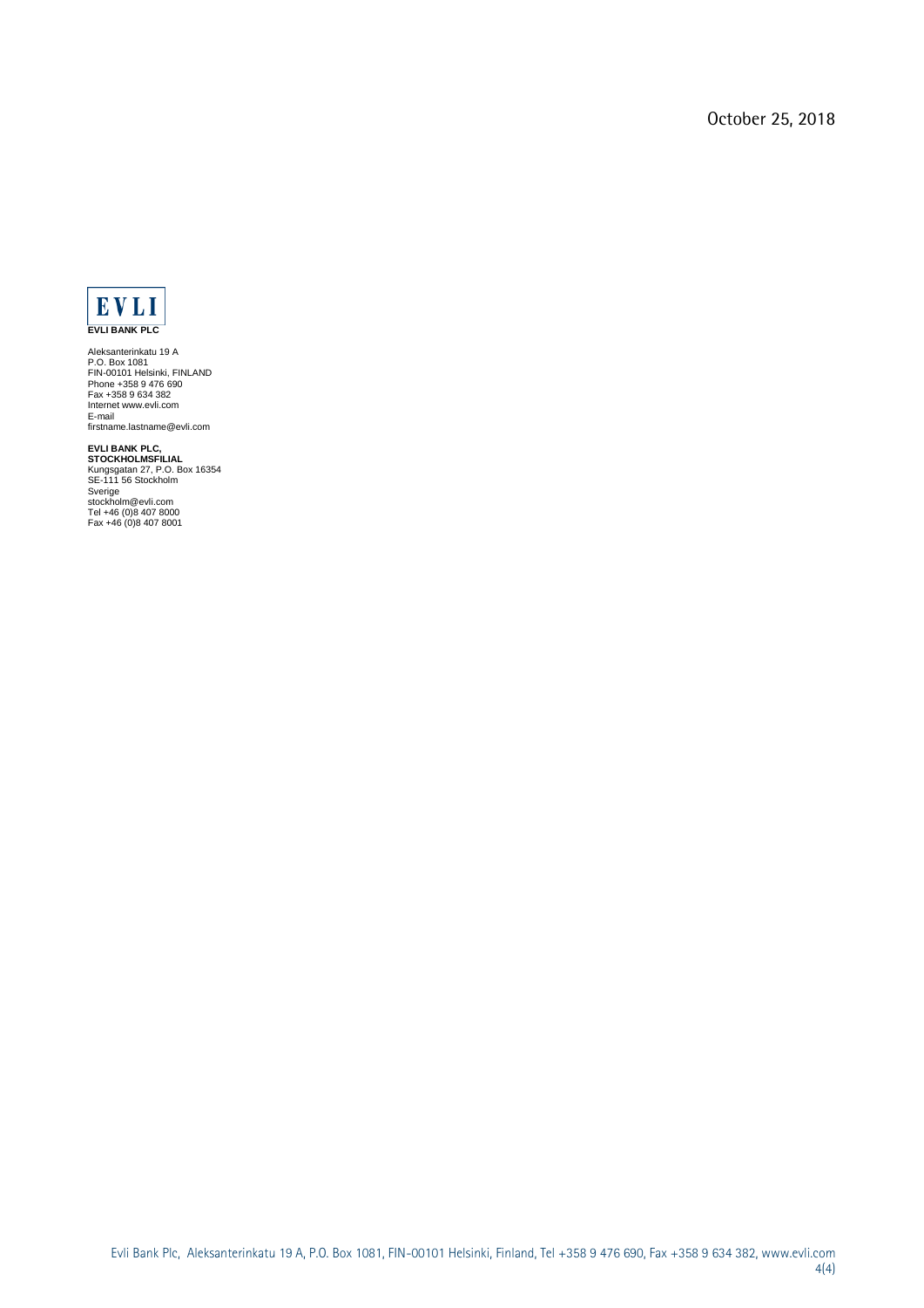October 25, 2018

EVLI

**EVLI BANK PLC**

Aleksanterinkatu 19 A
P.O. Box 1081
FIN-00101 Helsinki, FINLAND
Phone +358 9 476 690
Fax +358 9 634 382
Internet www.evli.com
E-mail
firstname.lastname@evli.com

**EVLI BANK PLC,**
**STOCKHOLMSFILIAL**
Kungsgatan 27, P.O. Box 16354
SE-111 56 Stockholm
Sverige
stockholm@evli.com
Tel +46 (0)8 407 8000
Fax +46 (0)8 407 8001